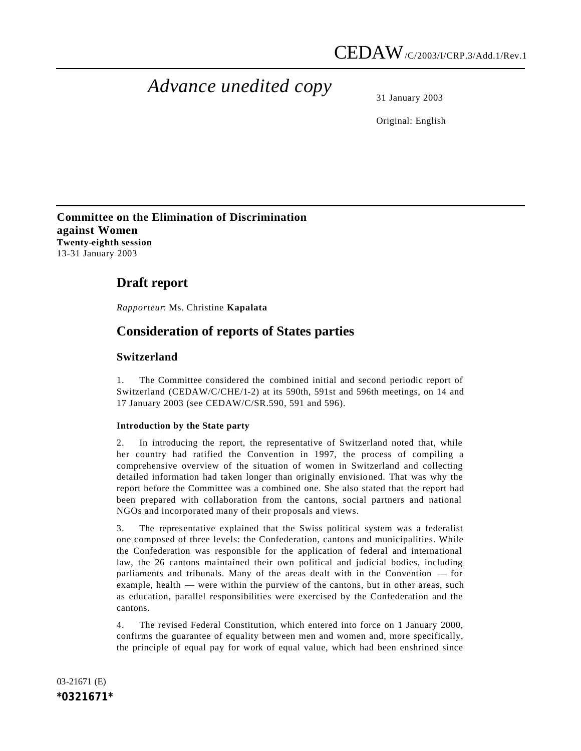CEDAW/C/2003/I/CRP.3/Add.1/Rev.1

*Advance unedited copy*

31 January 2003

Original: English

**Committee on the Elimination of Discrimination against Women**
**Twenty-eighth session**
13-31 January 2003

# Draft report

*Rapporteur*: Ms. Christine **Kapalata**

## Consideration of reports of States parties

### Switzerland

1. The Committee considered the combined initial and second periodic report of Switzerland (CEDAW/C/CHE/1-2) at its 590th, 591st and 596th meetings, on 14 and 17 January 2003 (see CEDAW/C/SR.590, 591 and 596).

#### Introduction by the State party

2. In introducing the report, the representative of Switzerland noted that, while her country had ratified the Convention in 1997, the process of compiling a comprehensive overview of the situation of women in Switzerland and collecting detailed information had taken longer than originally envisioned. That was why the report before the Committee was a combined one. She also stated that the report had been prepared with collaboration from the cantons, social partners and national NGOs and incorporated many of their proposals and views.

3. The representative explained that the Swiss political system was a federalist one composed of three levels: the Confederation, cantons and municipalities. While the Confederation was responsible for the application of federal and international law, the 26 cantons maintained their own political and judicial bodies, including parliaments and tribunals. Many of the areas dealt with in the Convention — for example, health — were within the purview of the cantons, but in other areas, such as education, parallel responsibilities were exercised by the Confederation and the cantons.

4. The revised Federal Constitution, which entered into force on 1 January 2000, confirms the guarantee of equality between men and women and, more specifically, the principle of equal pay for work of equal value, which had been enshrined since

03-21671 (E)
*0321671*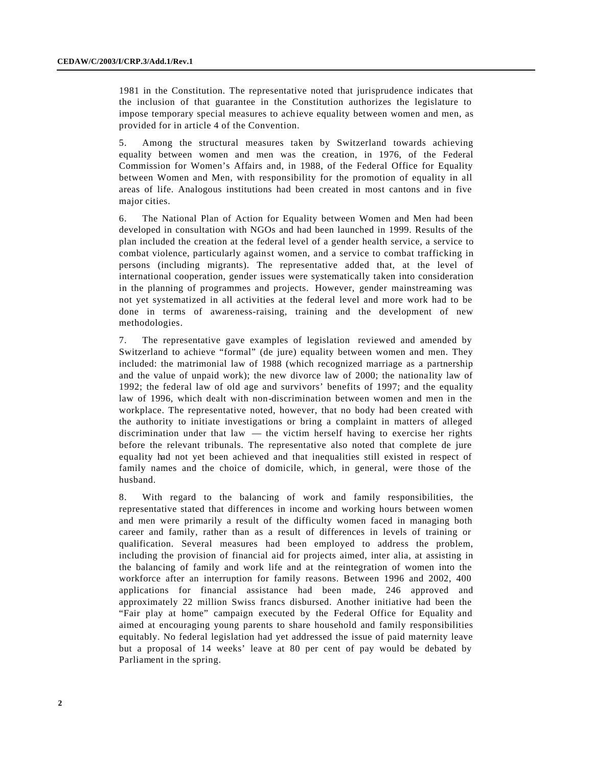1981 in the Constitution. The representative noted that jurisprudence indicates that the inclusion of that guarantee in the Constitution authorizes the legislature to impose temporary special measures to achieve equality between women and men, as provided for in article 4 of the Convention.

5. Among the structural measures taken by Switzerland towards achieving equality between women and men was the creation, in 1976, of the Federal Commission for Women's Affairs and, in 1988, of the Federal Office for Equality between Women and Men, with responsibility for the promotion of equality in all areas of life. Analogous institutions had been created in most cantons and in five major cities.

6. The National Plan of Action for Equality between Women and Men had been developed in consultation with NGOs and had been launched in 1999. Results of the plan included the creation at the federal level of a gender health service, a service to combat violence, particularly against women, and a service to combat trafficking in persons (including migrants). The representative added that, at the level of international cooperation, gender issues were systematically taken into consideration in the planning of programmes and projects. However, gender mainstreaming was not yet systematized in all activities at the federal level and more work had to be done in terms of awareness-raising, training and the development of new methodologies.

7. The representative gave examples of legislation reviewed and amended by Switzerland to achieve "formal" (de jure) equality between women and men. They included: the matrimonial law of 1988 (which recognized marriage as a partnership and the value of unpaid work); the new divorce law of 2000; the nationality law of 1992; the federal law of old age and survivors' benefits of 1997; and the equality law of 1996, which dealt with non-discrimination between women and men in the workplace. The representative noted, however, that no body had been created with the authority to initiate investigations or bring a complaint in matters of alleged discrimination under that law — the victim herself having to exercise her rights before the relevant tribunals. The representative also noted that complete de jure equality had not yet been achieved and that inequalities still existed in respect of family names and the choice of domicile, which, in general, were those of the husband.

8. With regard to the balancing of work and family responsibilities, the representative stated that differences in income and working hours between women and men were primarily a result of the difficulty women faced in managing both career and family, rather than as a result of differences in levels of training or qualification. Several measures had been employed to address the problem, including the provision of financial aid for projects aimed, inter alia, at assisting in the balancing of family and work life and at the reintegration of women into the workforce after an interruption for family reasons. Between 1996 and 2002, 400 applications for financial assistance had been made, 246 approved and approximately 22 million Swiss francs disbursed. Another initiative had been the "Fair play at home" campaign executed by the Federal Office for Equality and aimed at encouraging young parents to share household and family responsibilities equitably. No federal legislation had yet addressed the issue of paid maternity leave but a proposal of 14 weeks' leave at 80 per cent of pay would be debated by Parliament in the spring.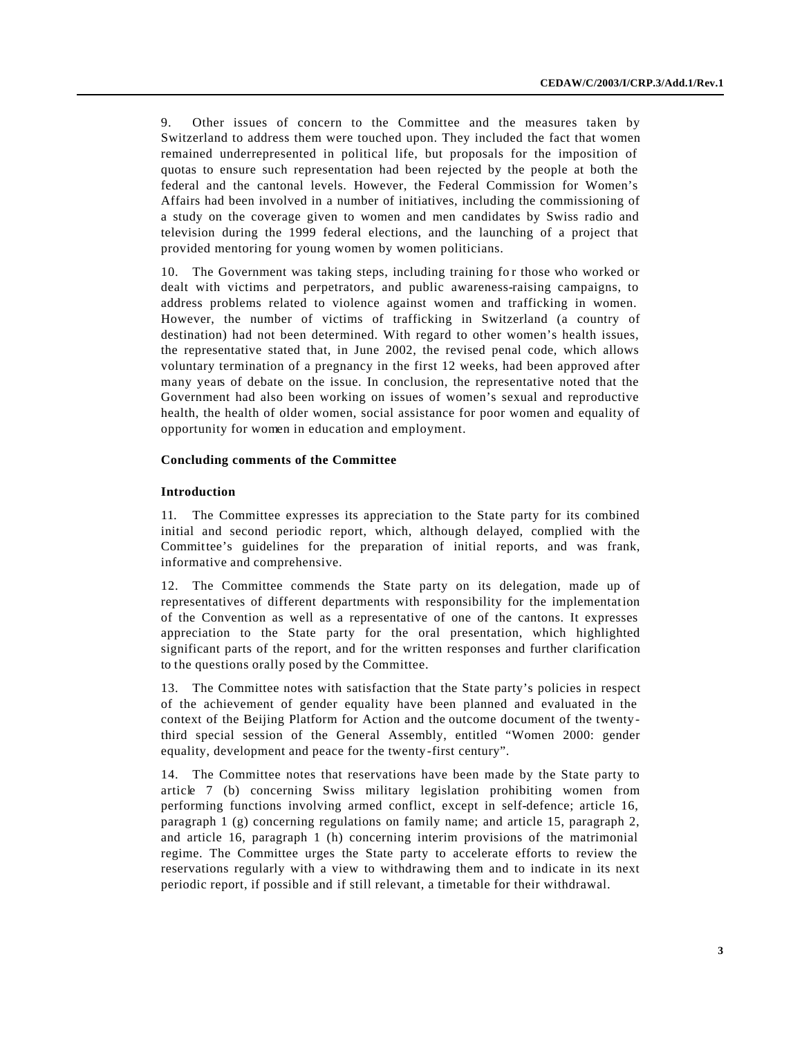9. Other issues of concern to the Committee and the measures taken by Switzerland to address them were touched upon. They included the fact that women remained underrepresented in political life, but proposals for the imposition of quotas to ensure such representation had been rejected by the people at both the federal and the cantonal levels. However, the Federal Commission for Women's Affairs had been involved in a number of initiatives, including the commissioning of a study on the coverage given to women and men candidates by Swiss radio and television during the 1999 federal elections, and the launching of a project that provided mentoring for young women by women politicians.

10. The Government was taking steps, including training for those who worked or dealt with victims and perpetrators, and public awareness-raising campaigns, to address problems related to violence against women and trafficking in women. However, the number of victims of trafficking in Switzerland (a country of destination) had not been determined. With regard to other women's health issues, the representative stated that, in June 2002, the revised penal code, which allows voluntary termination of a pregnancy in the first 12 weeks, had been approved after many years of debate on the issue. In conclusion, the representative noted that the Government had also been working on issues of women's sexual and reproductive health, the health of older women, social assistance for poor women and equality of opportunity for women in education and employment.

**Concluding comments of the Committee**

**Introduction**

11. The Committee expresses its appreciation to the State party for its combined initial and second periodic report, which, although delayed, complied with the Committee's guidelines for the preparation of initial reports, and was frank, informative and comprehensive.

12. The Committee commends the State party on its delegation, made up of representatives of different departments with responsibility for the implementation of the Convention as well as a representative of one of the cantons. It expresses appreciation to the State party for the oral presentation, which highlighted significant parts of the report, and for the written responses and further clarification to the questions orally posed by the Committee.

13. The Committee notes with satisfaction that the State party's policies in respect of the achievement of gender equality have been planned and evaluated in the context of the Beijing Platform for Action and the outcome document of the twenty-third special session of the General Assembly, entitled "Women 2000: gender equality, development and peace for the twenty-first century".

14. The Committee notes that reservations have been made by the State party to article 7 (b) concerning Swiss military legislation prohibiting women from performing functions involving armed conflict, except in self-defence; article 16, paragraph 1 (g) concerning regulations on family name; and article 15, paragraph 2, and article 16, paragraph 1 (h) concerning interim provisions of the matrimonial regime. The Committee urges the State party to accelerate efforts to review the reservations regularly with a view to withdrawing them and to indicate in its next periodic report, if possible and if still relevant, a timetable for their withdrawal.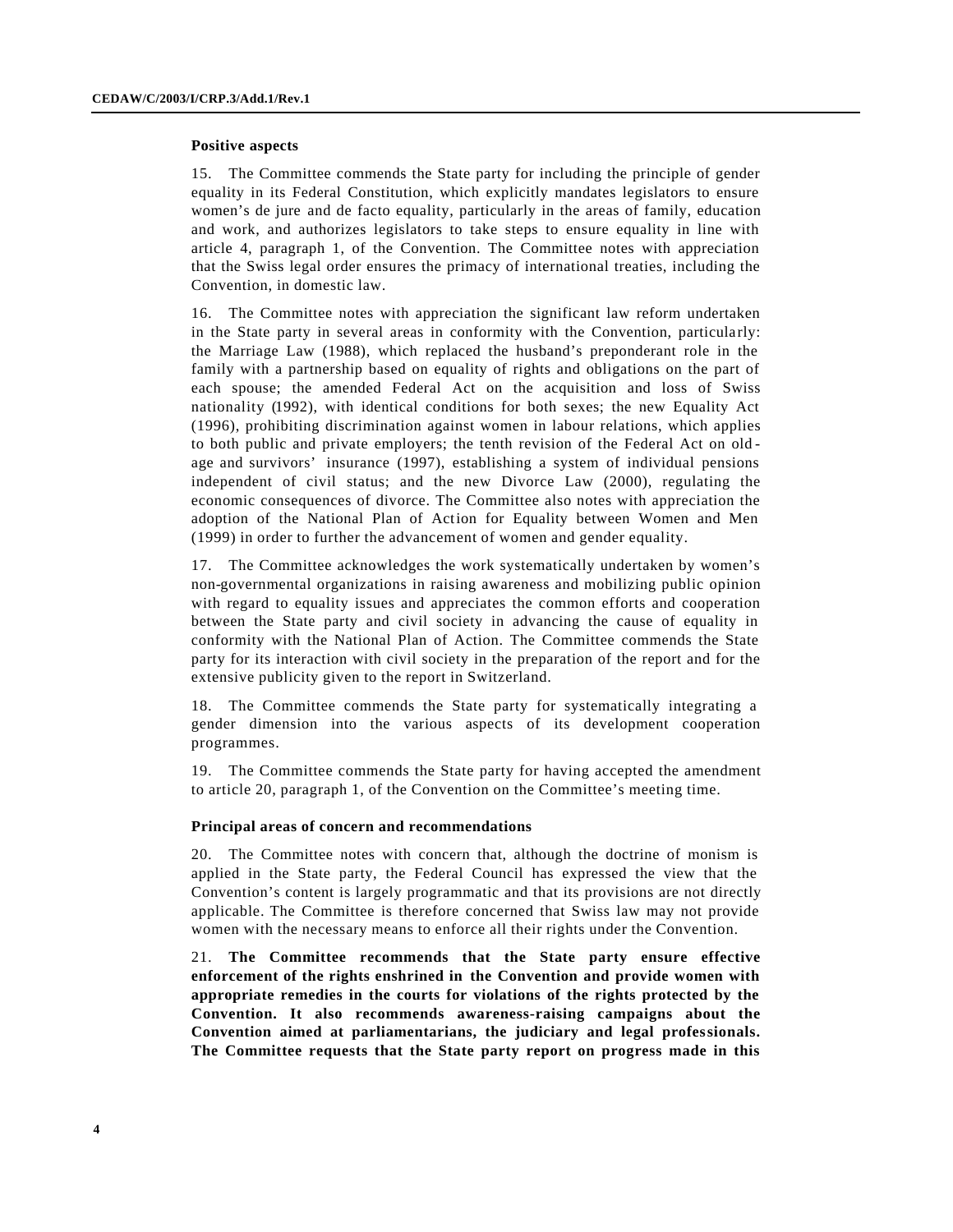### Positive aspects

15. The Committee commends the State party for including the principle of gender equality in its Federal Constitution, which explicitly mandates legislators to ensure women's de jure and de facto equality, particularly in the areas of family, education and work, and authorizes legislators to take steps to ensure equality in line with article 4, paragraph 1, of the Convention. The Committee notes with appreciation that the Swiss legal order ensures the primacy of international treaties, including the Convention, in domestic law.

16. The Committee notes with appreciation the significant law reform undertaken in the State party in several areas in conformity with the Convention, particularly: the Marriage Law (1988), which replaced the husband's preponderant role in the family with a partnership based on equality of rights and obligations on the part of each spouse; the amended Federal Act on the acquisition and loss of Swiss nationality (1992), with identical conditions for both sexes; the new Equality Act (1996), prohibiting discrimination against women in labour relations, which applies to both public and private employers; the tenth revision of the Federal Act on old-age and survivors' insurance (1997), establishing a system of individual pensions independent of civil status; and the new Divorce Law (2000), regulating the economic consequences of divorce. The Committee also notes with appreciation the adoption of the National Plan of Action for Equality between Women and Men (1999) in order to further the advancement of women and gender equality.

17. The Committee acknowledges the work systematically undertaken by women's non-governmental organizations in raising awareness and mobilizing public opinion with regard to equality issues and appreciates the common efforts and cooperation between the State party and civil society in advancing the cause of equality in conformity with the National Plan of Action. The Committee commends the State party for its interaction with civil society in the preparation of the report and for the extensive publicity given to the report in Switzerland.

18. The Committee commends the State party for systematically integrating a gender dimension into the various aspects of its development cooperation programmes.

19. The Committee commends the State party for having accepted the amendment to article 20, paragraph 1, of the Convention on the Committee's meeting time.

### Principal areas of concern and recommendations

20. The Committee notes with concern that, although the doctrine of monism is applied in the State party, the Federal Council has expressed the view that the Convention's content is largely programmatic and that its provisions are not directly applicable. The Committee is therefore concerned that Swiss law may not provide women with the necessary means to enforce all their rights under the Convention.

21. **The Committee recommends that the State party ensure effective enforcement of the rights enshrined in the Convention and provide women with appropriate remedies in the courts for violations of the rights protected by the Convention. It also recommends awareness-raising campaigns about the Convention aimed at parliamentarians, the judiciary and legal professionals. The Committee requests that the State party report on progress made in this**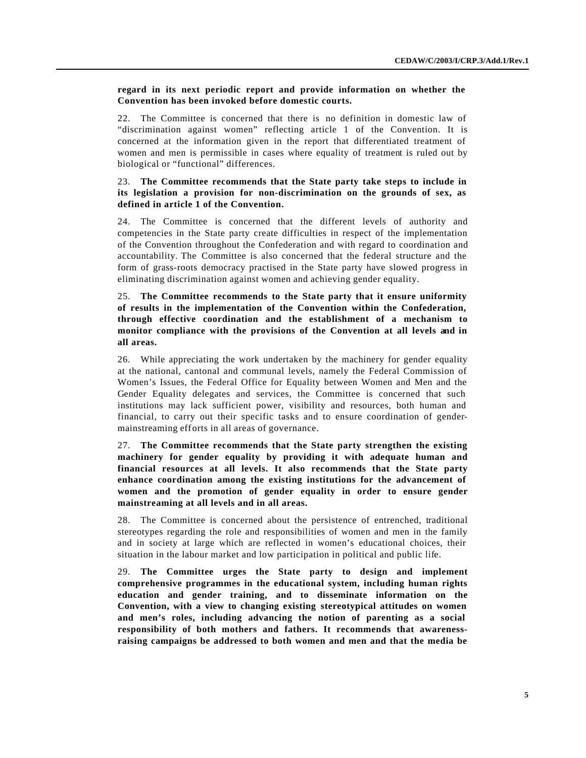**regard in its next periodic report and provide information on whether the Convention has been invoked before domestic courts.**

22. The Committee is concerned that there is no definition in domestic law of "discrimination against women" reflecting article 1 of the Convention. It is concerned at the information given in the report that differentiated treatment of women and men is permissible in cases where equality of treatment is ruled out by biological or "functional" differences.

23. **The Committee recommends that the State party take steps to include in its legislation a provision for non-discrimination on the grounds of sex, as defined in article 1 of the Convention.**

24. The Committee is concerned that the different levels of authority and competencies in the State party create difficulties in respect of the implementation of the Convention throughout the Confederation and with regard to coordination and accountability. The Committee is also concerned that the federal structure and the form of grass-roots democracy practised in the State party have slowed progress in eliminating discrimination against women and achieving gender equality.

25. **The Committee recommends to the State party that it ensure uniformity of results in the implementation of the Convention within the Confederation, through effective coordination and the establishment of a mechanism to monitor compliance with the provisions of the Convention at all levels and in all areas.**

26. While appreciating the work undertaken by the machinery for gender equality at the national, cantonal and communal levels, namely the Federal Commission of Women's Issues, the Federal Office for Equality between Women and Men and the Gender Equality delegates and services, the Committee is concerned that such institutions may lack sufficient power, visibility and resources, both human and financial, to carry out their specific tasks and to ensure coordination of gender-mainstreaming efforts in all areas of governance.

27. **The Committee recommends that the State party strengthen the existing machinery for gender equality by providing it with adequate human and financial resources at all levels. It also recommends that the State party enhance coordination among the existing institutions for the advancement of women and the promotion of gender equality in order to ensure gender mainstreaming at all levels and in all areas.**

28. The Committee is concerned about the persistence of entrenched, traditional stereotypes regarding the role and responsibilities of women and men in the family and in society at large which are reflected in women's educational choices, their situation in the labour market and low participation in political and public life.

29. **The Committee urges the State party to design and implement comprehensive programmes in the educational system, including human rights education and gender training, and to disseminate information on the Convention, with a view to changing existing stereotypical attitudes on women and men's roles, including advancing the notion of parenting as a social responsibility of both mothers and fathers. It recommends that awareness-raising campaigns be addressed to both women and men and that the media be**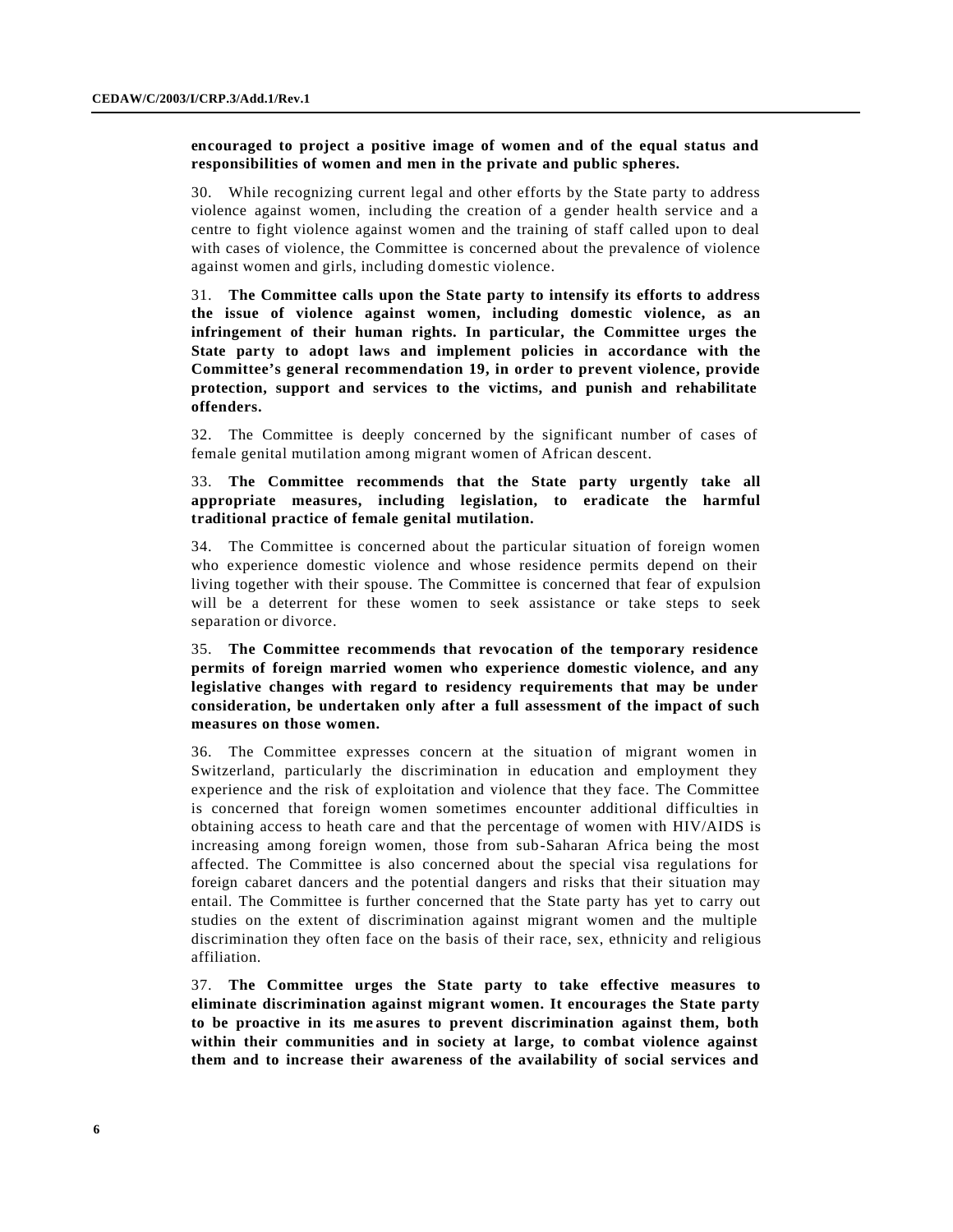**encouraged to project a positive image of women and of the equal status and responsibilities of women and men in the private and public spheres.**

30. While recognizing current legal and other efforts by the State party to address violence against women, including the creation of a gender health service and a centre to fight violence against women and the training of staff called upon to deal with cases of violence, the Committee is concerned about the prevalence of violence against women and girls, including domestic violence.

31. **The Committee calls upon the State party to intensify its efforts to address the issue of violence against women, including domestic violence, as an infringement of their human rights. In particular, the Committee urges the State party to adopt laws and implement policies in accordance with the Committee's general recommendation 19, in order to prevent violence, provide protection, support and services to the victims, and punish and rehabilitate offenders.**

32. The Committee is deeply concerned by the significant number of cases of female genital mutilation among migrant women of African descent.

33. **The Committee recommends that the State party urgently take all appropriate measures, including legislation, to eradicate the harmful traditional practice of female genital mutilation.**

34. The Committee is concerned about the particular situation of foreign women who experience domestic violence and whose residence permits depend on their living together with their spouse. The Committee is concerned that fear of expulsion will be a deterrent for these women to seek assistance or take steps to seek separation or divorce.

35. **The Committee recommends that revocation of the temporary residence permits of foreign married women who experience domestic violence, and any legislative changes with regard to residency requirements that may be under consideration, be undertaken only after a full assessment of the impact of such measures on those women.**

36. The Committee expresses concern at the situation of migrant women in Switzerland, particularly the discrimination in education and employment they experience and the risk of exploitation and violence that they face. The Committee is concerned that foreign women sometimes encounter additional difficulties in obtaining access to heath care and that the percentage of women with HIV/AIDS is increasing among foreign women, those from sub-Saharan Africa being the most affected. The Committee is also concerned about the special visa regulations for foreign cabaret dancers and the potential dangers and risks that their situation may entail. The Committee is further concerned that the State party has yet to carry out studies on the extent of discrimination against migrant women and the multiple discrimination they often face on the basis of their race, sex, ethnicity and religious affiliation.

37. **The Committee urges the State party to take effective measures to eliminate discrimination against migrant women. It encourages the State party to be proactive in its measures to prevent discrimination against them, both within their communities and in society at large, to combat violence against them and to increase their awareness of the availability of social services and**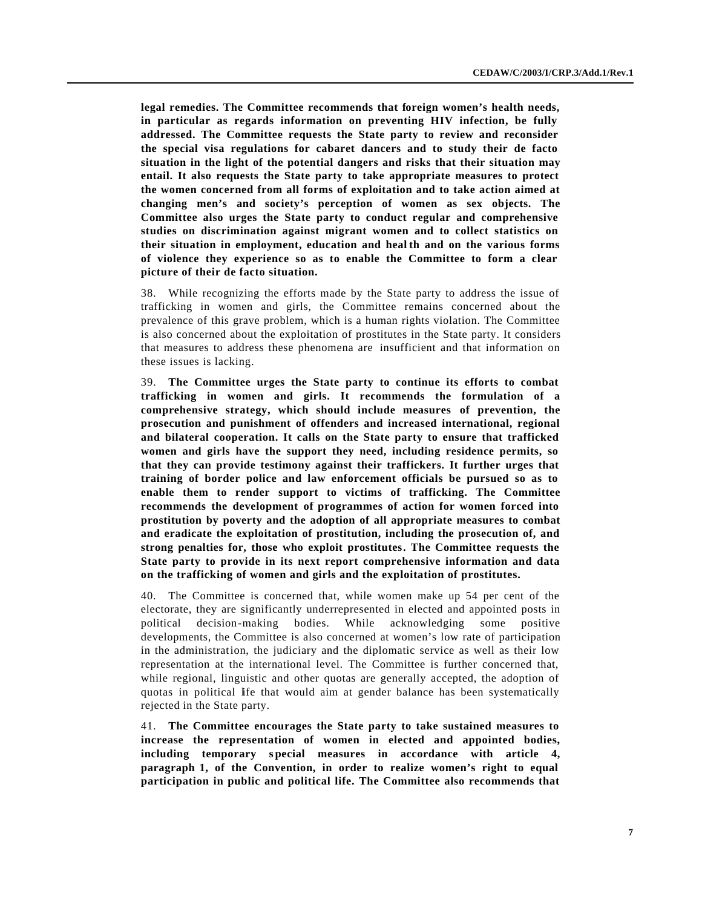**legal remedies. The Committee recommends that foreign women's health needs, in particular as regards information on preventing HIV infection, be fully addressed. The Committee requests the State party to review and reconsider the special visa regulations for cabaret dancers and to study their de facto situation in the light of the potential dangers and risks that their situation may entail. It also requests the State party to take appropriate measures to protect the women concerned from all forms of exploitation and to take action aimed at changing men's and society's perception of women as sex objects. The Committee also urges the State party to conduct regular and comprehensive studies on discrimination against migrant women and to collect statistics on their situation in employment, education and health and on the various forms of violence they experience so as to enable the Committee to form a clear picture of their de facto situation.**

38. While recognizing the efforts made by the State party to address the issue of trafficking in women and girls, the Committee remains concerned about the prevalence of this grave problem, which is a human rights violation. The Committee is also concerned about the exploitation of prostitutes in the State party. It considers that measures to address these phenomena are insufficient and that information on these issues is lacking.

39. **The Committee urges the State party to continue its efforts to combat trafficking in women and girls. It recommends the formulation of a comprehensive strategy, which should include measures of prevention, the prosecution and punishment of offenders and increased international, regional and bilateral cooperation. It calls on the State party to ensure that trafficked women and girls have the support they need, including residence permits, so that they can provide testimony against their traffickers. It further urges that training of border police and law enforcement officials be pursued so as to enable them to render support to victims of trafficking. The Committee recommends the development of programmes of action for women forced into prostitution by poverty and the adoption of all appropriate measures to combat and eradicate the exploitation of prostitution, including the prosecution of, and strong penalties for, those who exploit prostitutes. The Committee requests the State party to provide in its next report comprehensive information and data on the trafficking of women and girls and the exploitation of prostitutes.**

40. The Committee is concerned that, while women make up 54 per cent of the electorate, they are significantly underrepresented in elected and appointed posts in political decision-making bodies. While acknowledging some positive developments, the Committee is also concerned at women's low rate of participation in the administration, the judiciary and the diplomatic service as well as their low representation at the international level. The Committee is further concerned that, while regional, linguistic and other quotas are generally accepted, the adoption of quotas in political life that would aim at gender balance has been systematically rejected in the State party.

41. **The Committee encourages the State party to take sustained measures to increase the representation of women in elected and appointed bodies, including temporary special measures in accordance with article 4, paragraph 1, of the Convention, in order to realize women's right to equal participation in public and political life. The Committee also recommends that**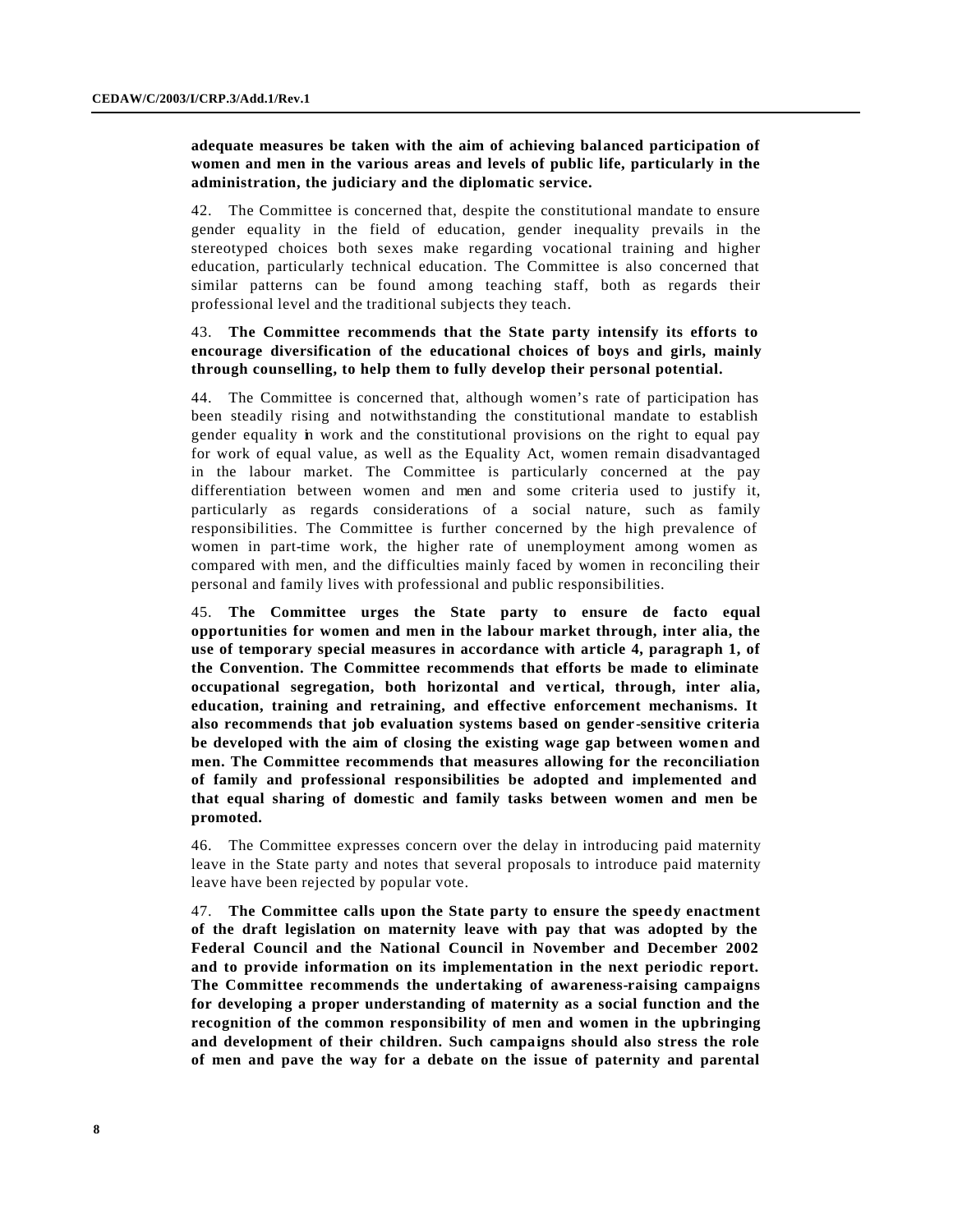**adequate measures be taken with the aim of achieving balanced participation of women and men in the various areas and levels of public life, particularly in the administration, the judiciary and the diplomatic service.**

42. The Committee is concerned that, despite the constitutional mandate to ensure gender equality in the field of education, gender inequality prevails in the stereotyped choices both sexes make regarding vocational training and higher education, particularly technical education. The Committee is also concerned that similar patterns can be found among teaching staff, both as regards their professional level and the traditional subjects they teach.

43. **The Committee recommends that the State party intensify its efforts to encourage diversification of the educational choices of boys and girls, mainly through counselling, to help them to fully develop their personal potential.**

44. The Committee is concerned that, although women's rate of participation has been steadily rising and notwithstanding the constitutional mandate to establish gender equality in work and the constitutional provisions on the right to equal pay for work of equal value, as well as the Equality Act, women remain disadvantaged in the labour market. The Committee is particularly concerned at the pay differentiation between women and men and some criteria used to justify it, particularly as regards considerations of a social nature, such as family responsibilities. The Committee is further concerned by the high prevalence of women in part-time work, the higher rate of unemployment among women as compared with men, and the difficulties mainly faced by women in reconciling their personal and family lives with professional and public responsibilities.

45. **The Committee urges the State party to ensure de facto equal opportunities for women and men in the labour market through, inter alia, the use of temporary special measures in accordance with article 4, paragraph 1, of the Convention. The Committee recommends that efforts be made to eliminate occupational segregation, both horizontal and vertical, through, inter alia, education, training and retraining, and effective enforcement mechanisms. It also recommends that job evaluation systems based on gender-sensitive criteria be developed with the aim of closing the existing wage gap between women and men. The Committee recommends that measures allowing for the reconciliation of family and professional responsibilities be adopted and implemented and that equal sharing of domestic and family tasks between women and men be promoted.**

46. The Committee expresses concern over the delay in introducing paid maternity leave in the State party and notes that several proposals to introduce paid maternity leave have been rejected by popular vote.

47. **The Committee calls upon the State party to ensure the speedy enactment of the draft legislation on maternity leave with pay that was adopted by the Federal Council and the National Council in November and December 2002 and to provide information on its implementation in the next periodic report. The Committee recommends the undertaking of awareness-raising campaigns for developing a proper understanding of maternity as a social function and the recognition of the common responsibility of men and women in the upbringing and development of their children. Such campaigns should also stress the role of men and pave the way for a debate on the issue of paternity and parental**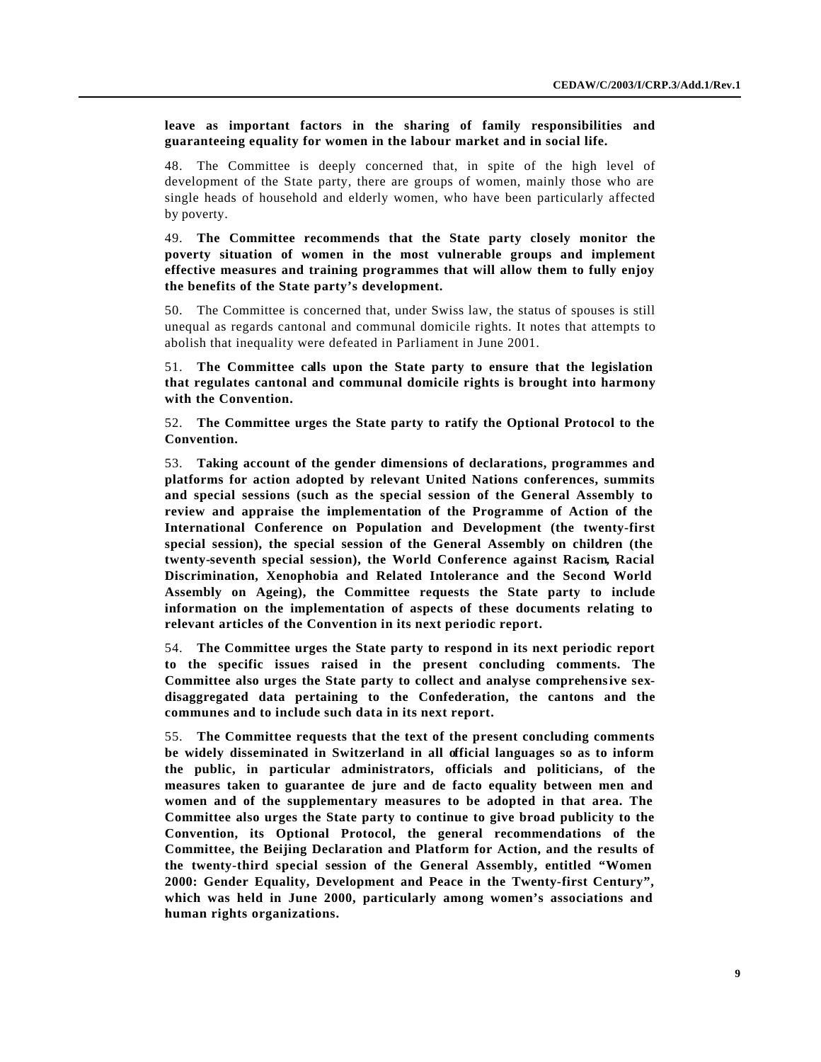**leave as important factors in the sharing of family responsibilities and guaranteeing equality for women in the labour market and in social life.**

48. The Committee is deeply concerned that, in spite of the high level of development of the State party, there are groups of women, mainly those who are single heads of household and elderly women, who have been particularly affected by poverty.

49. **The Committee recommends that the State party closely monitor the poverty situation of women in the most vulnerable groups and implement effective measures and training programmes that will allow them to fully enjoy the benefits of the State party's development.**

50. The Committee is concerned that, under Swiss law, the status of spouses is still unequal as regards cantonal and communal domicile rights. It notes that attempts to abolish that inequality were defeated in Parliament in June 2001.

51. **The Committee calls upon the State party to ensure that the legislation that regulates cantonal and communal domicile rights is brought into harmony with the Convention.**

52. **The Committee urges the State party to ratify the Optional Protocol to the Convention.**

53. **Taking account of the gender dimensions of declarations, programmes and platforms for action adopted by relevant United Nations conferences, summits and special sessions (such as the special session of the General Assembly to review and appraise the implementation of the Programme of Action of the International Conference on Population and Development (the twenty-first special session), the special session of the General Assembly on children (the twenty-seventh special session), the World Conference against Racism, Racial Discrimination, Xenophobia and Related Intolerance and the Second World Assembly on Ageing), the Committee requests the State party to include information on the implementation of aspects of these documents relating to relevant articles of the Convention in its next periodic report.**

54. **The Committee urges the State party to respond in its next periodic report to the specific issues raised in the present concluding comments. The Committee also urges the State party to collect and analyse comprehensive sex-disaggregated data pertaining to the Confederation, the cantons and the communes and to include such data in its next report.**

55. **The Committee requests that the text of the present concluding comments be widely disseminated in Switzerland in all official languages so as to inform the public, in particular administrators, officials and politicians, of the measures taken to guarantee de jure and de facto equality between men and women and of the supplementary measures to be adopted in that area. The Committee also urges the State party to continue to give broad publicity to the Convention, its Optional Protocol, the general recommendations of the Committee, the Beijing Declaration and Platform for Action, and the results of the twenty-third special session of the General Assembly, entitled "Women 2000: Gender Equality, Development and Peace in the Twenty-first Century", which was held in June 2000, particularly among women's associations and human rights organizations.**